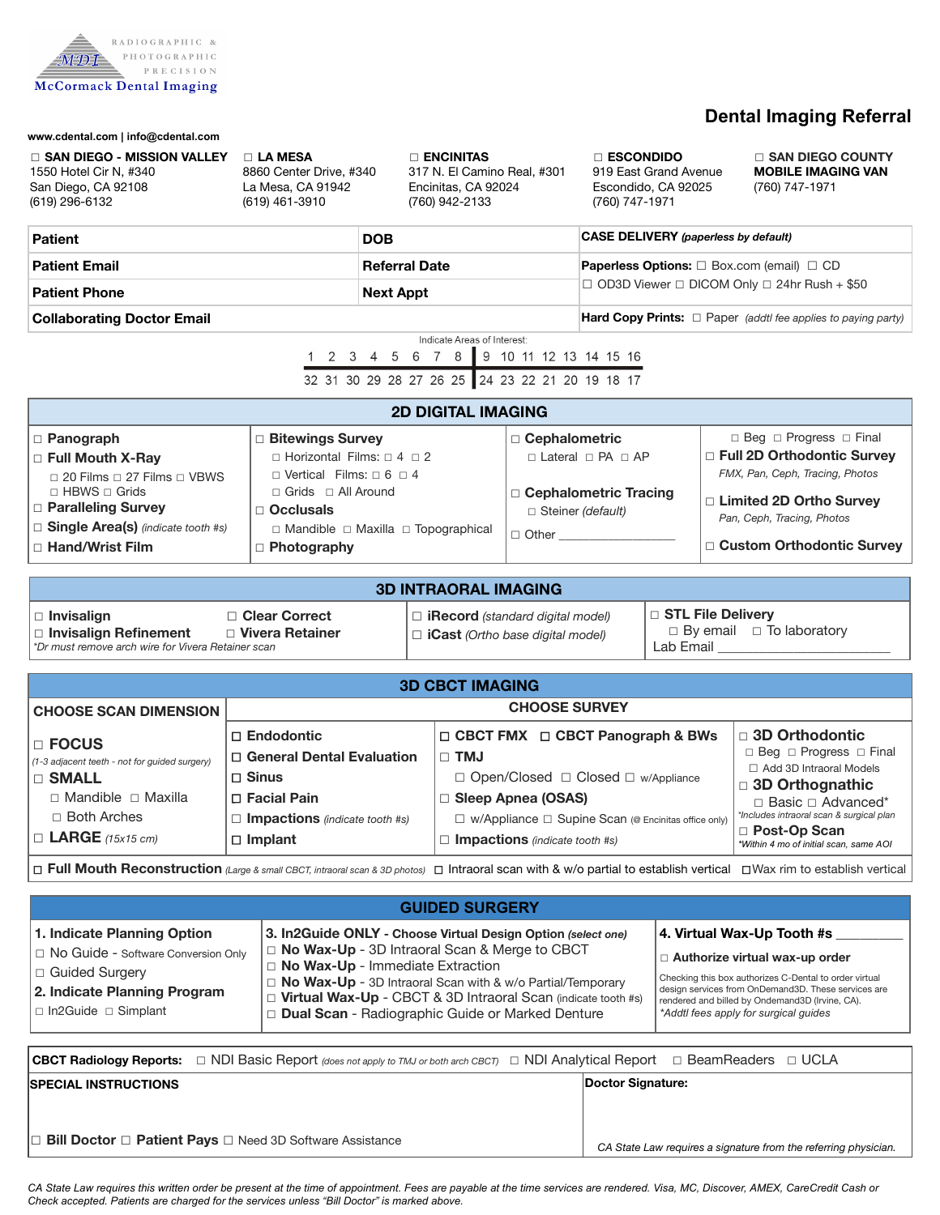RADIOGRAPHIC & PHOTOGRAPHIC PRECISION

MDI McCormack Dental Imaging

# Dental Imaging Referral

www.cdental.com | info@cdental.com

☐ **SAN DIEGO - MISSION VALLEY**
1550 Hotel Cir N, #340
San Diego, CA 92108
(619) 296-6132

☐ **LA MESA**
8860 Center Drive, #340
La Mesa, CA 91942
(619) 461-3910

☐ **ENCINITAS**
317 N. El Camino Real, #301
Encinitas, CA 92024
(760) 942-2133

☐ **ESCONDIDO**
919 East Grand Avenue
Escondido, CA 92025
(760) 747-1971

☐ **SAN DIEGO COUNTY MOBILE IMAGING VAN**
(760) 747-1971

| | | |
|---|---|---|
| **Patient** | **DOB** | **CASE DELIVERY** *(paperless by default)* |
| **Patient Email** | **Referral Date** | **Paperless Options:** ☐ Box.com (email) ☐ CD ☐ OD3D Viewer ☐ DICOM Only ☐ 24hr Rush + $50 |
| **Patient Phone** | **Next Appt** | |
| **Collaborating Doctor Email** | | **Hard Copy Prints:** ☐ Paper *(addtl fee applies to paying party)* |

Indicate Areas of Interest:

| | | | | | | | | | | | | | | | |
|---|---|---|---|---|---|---|---|---|---|---|---|---|---|---|---|
| 1 | 2 | 3 | 4 | 5 | 6 | 7 | 8 | 9 | 10 | 11 | 12 | 13 | 14 | 15 | 16 |
| 32 | 31 | 30 | 29 | 28 | 27 | 26 | 25 | 24 | 23 | 22 | 21 | 20 | 19 | 18 | 17 |

## 2D DIGITAL IMAGING

- ☐ **Panograph**
- ☐ **Full Mouth X-Ray**
  - ☐ 20 Films ☐ 27 Films ☐ VBWS
  - ☐ HBWS ☐ Grids
- ☐ **Paralleling Survey**
- ☐ **Single Area(s)** *(indicate tooth #s)*
- ☐ **Hand/Wrist Film**

- ☐ **Bitewings Survey**
  - ☐ Horizontal Films: ☐ 4 ☐ 2
  - ☐ Vertical Films: ☐ 6 ☐ 4
  - ☐ Grids ☐ All Around
- ☐ **Occlusals**
  - ☐ Mandible ☐ Maxilla ☐ Topographical
- ☐ **Photography**

- ☐ **Cephalometric**
  - ☐ Lateral ☐ PA ☐ AP
- ☐ **Cephalometric Tracing**
  - ☐ Steiner (default)
- ☐ Other ____________

☐ Beg ☐ Progress ☐ Final
- ☐ **Full 2D Orthodontic Survey**
  *FMX, Pan, Ceph, Tracing, Photos*
- ☐ **Limited 2D Ortho Survey**
  *Pan, Ceph, Tracing, Photos*
- ☐ **Custom Orthodontic Survey**

## 3D INTRAORAL IMAGING

- ☐ **Invisalign** ☐ **Clear Correct**
- ☐ **Invisalign Refinement** ☐ **Vivera Retainer**

*\*Dr must remove arch wire for Vivera Retainer scan*

- ☐ **iRecord** *(standard digital model)*
- ☐ **iCast** *(Ortho base digital model)*

- ☐ **STL File Delivery**
  - ☐ By email ☐ To laboratory
  - Lab Email ____________________

## 3D CBCT IMAGING

**CHOOSE SCAN DIMENSION**

- ☐ **FOCUS**
  *(1-3 adjacent teeth - not for guided surgery)*
- ☐ **SMALL**
  - ☐ Mandible ☐ Maxilla
  - ☐ Both Arches
- ☐ **LARGE** *(15x15 cm)*

**CHOOSE SURVEY**

- ☐ **Endodontic**
- ☐ **General Dental Evaluation**
- ☐ **Sinus**
- ☐ **Facial Pain**
- ☐ **Impactions** *(indicate tooth #s)*
- ☐ **Implant**

- ☐ **CBCT FMX** ☐ **CBCT Panograph & BWs**
- ☐ **TMJ**
  - ☐ Open/Closed ☐ Closed ☐ w/Appliance
- ☐ **Sleep Apnea (OSAS)**
  - ☐ w/Appliance ☐ Supine Scan (@ Encinitas office only)
- ☐ **Impactions** *(indicate tooth #s)*

- ☐ **3D Orthodontic**
  - ☐ Beg ☐ Progress ☐ Final
  - ☐ Add 3D Intraoral Models
- ☐ **3D Orthognathic**
  - ☐ Basic ☐ Advanced*
  - *\*Includes intraoral scan & surgical plan*
- ☐ **Post-Op Scan**
  *\*Within 4 mo of initial scan, same AOI*

☐ **Full Mouth Reconstruction** *(Large & small CBCT, intraoral scan & 3D photos)* ☐ Intraoral scan with & w/o partial to establish vertical ☐ Wax rim to establish vertical

## GUIDED SURGERY

**1. Indicate Planning Option**
- ☐ No Guide - Software Conversion Only
- ☐ Guided Surgery

**2. Indicate Planning Program**
- ☐ In2Guide ☐ Simplant

**3. In2Guide ONLY - Choose Virtual Design Option** *(select one)*
- ☐ **No Wax-Up** - 3D Intraoral Scan & Merge to CBCT
- ☐ **No Wax-Up** - Immediate Extraction
- ☐ **No Wax-Up** - 3D Intraoral Scan with & w/o Partial/Temporary
- ☐ **Virtual Wax-Up** - CBCT & 3D Intraoral Scan (indicate tooth #s)
- ☐ **Dual Scan** - Radiographic Guide or Marked Denture

**4. Virtual Wax-Up Tooth #s** ________
- ☐ **Authorize virtual wax-up order**

Checking this box authorizes C-Dental to order virtual design services from OnDemand3D. These services are rendered and billed by Ondemand3D (Irvine, CA).
*\*Addtl fees apply for surgical guides*

**CBCT Radiology Reports:** ☐ NDI Basic Report *(does not apply to TMJ or both arch CBCT)* ☐ NDI Analytical Report ☐ BeamReaders ☐ UCLA

**SPECIAL INSTRUCTIONS**

☐ **Bill Doctor** ☐ **Patient Pays** ☐ Need 3D Software Assistance

**Doctor Signature:**

*CA State Law requires a signature from the referring physician.*

*CA State Law requires this written order be present at the time of appointment. Fees are payable at the time services are rendered. Visa, MC, Discover, AMEX, CareCredit Cash or Check accepted. Patients are charged for the services unless "Bill Doctor" is marked above.*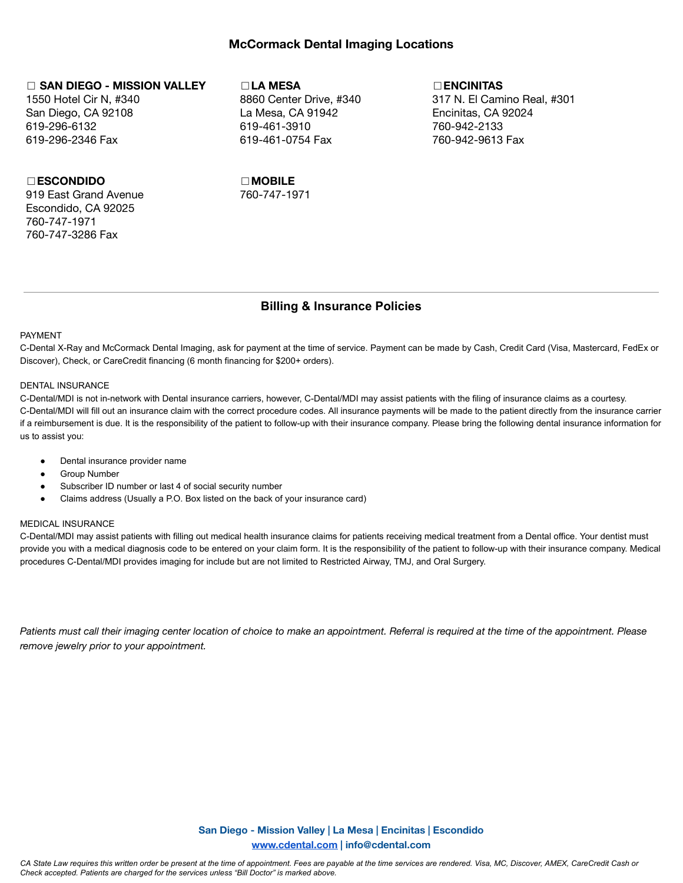## McCormack Dental Imaging Locations

☐ **SAN DIEGO - MISSION VALLEY**
1550 Hotel Cir N, #340
San Diego, CA 92108
619-296-6132
619-296-2346 Fax

☐ **LA MESA**
8860 Center Drive, #340
La Mesa, CA 91942
619-461-3910
619-461-0754 Fax

☐ **ENCINITAS**
317 N. El Camino Real, #301
Encinitas, CA 92024
760-942-2133
760-942-9613 Fax

☐ **ESCONDIDO**
919 East Grand Avenue
Escondido, CA 92025
760-747-1971
760-747-3286 Fax

☐ **MOBILE**
760-747-1971

---

## Billing & Insurance Policies

PAYMENT

C-Dental X-Ray and McCormack Dental Imaging, ask for payment at the time of service. Payment can be made by Cash, Credit Card (Visa, Mastercard, FedEx or Discover), Check, or CareCredit financing (6 month financing for $200+ orders).

DENTAL INSURANCE

C-Dental/MDI is not in-network with Dental insurance carriers, however, C-Dental/MDI may assist patients with the filing of insurance claims as a courtesy. C-Dental/MDI will fill out an insurance claim with the correct procedure codes. All insurance payments will be made to the patient directly from the insurance carrier if a reimbursement is due. It is the responsibility of the patient to follow-up with their insurance company. Please bring the following dental insurance information for us to assist you:

- Dental insurance provider name
- Group Number
- Subscriber ID number or last 4 of social security number
- Claims address (Usually a P.O. Box listed on the back of your insurance card)

MEDICAL INSURANCE

C-Dental/MDI may assist patients with filling out medical health insurance claims for patients receiving medical treatment from a Dental office. Your dentist must provide you with a medical diagnosis code to be entered on your claim form. It is the responsibility of the patient to follow-up with their insurance company. Medical procedures C-Dental/MDI provides imaging for include but are not limited to Restricted Airway, TMJ, and Oral Surgery.

*Patients must call their imaging center location of choice to make an appointment. Referral is required at the time of the appointment. Please remove jewelry prior to your appointment.*

**San Diego - Mission Valley | La Mesa | Encinitas | Escondido**
**www.cdental.com | info@cdental.com**

*CA State Law requires this written order be present at the time of appointment. Fees are payable at the time services are rendered. Visa, MC, Discover, AMEX, CareCredit Cash or Check accepted. Patients are charged for the services unless "Bill Doctor" is marked above.*